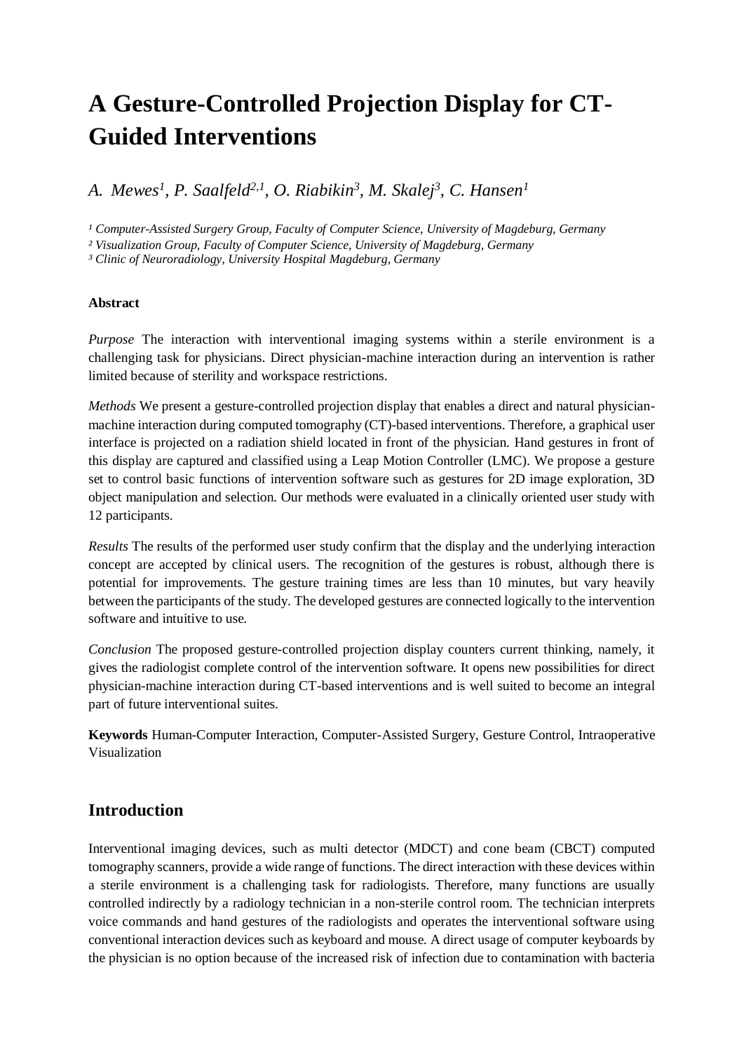# A Gesture-Controlled Projection Display for CT-Guided Interventions

*A. Mewes[1], P. Saalfeld[2,1], O. Riabikin[3], M. Skalej[3], C. Hansen[1]*

*[1] Computer-Assisted Surgery Group, Faculty of Computer Science, University of Magdeburg, Germany*

*[2] Visualization Group, Faculty of Computer Science, University of Magdeburg, Germany*

*[3] Clinic of Neuroradiology, University Hospital Magdeburg, Germany*

**Abstract**

*Purpose* The interaction with interventional imaging systems within a sterile environment is a challenging task for physicians. Direct physician-machine interaction during an intervention is rather limited because of sterility and workspace restrictions.

*Methods* We present a gesture-controlled projection display that enables a direct and natural physician-machine interaction during computed tomography (CT)-based interventions. Therefore, a graphical user interface is projected on a radiation shield located in front of the physician. Hand gestures in front of this display are captured and classified using a Leap Motion Controller (LMC). We propose a gesture set to control basic functions of intervention software such as gestures for 2D image exploration, 3D object manipulation and selection. Our methods were evaluated in a clinically oriented user study with 12 participants.

*Results* The results of the performed user study confirm that the display and the underlying interaction concept are accepted by clinical users. The recognition of the gestures is robust, although there is potential for improvements. The gesture training times are less than 10 minutes, but vary heavily between the participants of the study. The developed gestures are connected logically to the intervention software and intuitive to use.

*Conclusion* The proposed gesture-controlled projection display counters current thinking, namely, it gives the radiologist complete control of the intervention software. It opens new possibilities for direct physician-machine interaction during CT-based interventions and is well suited to become an integral part of future interventional suites.

**Keywords** Human-Computer Interaction, Computer-Assisted Surgery, Gesture Control, Intraoperative Visualization

## Introduction

Interventional imaging devices, such as multi detector (MDCT) and cone beam (CBCT) computed tomography scanners, provide a wide range of functions. The direct interaction with these devices within a sterile environment is a challenging task for radiologists. Therefore, many functions are usually controlled indirectly by a radiology technician in a non-sterile control room. The technician interprets voice commands and hand gestures of the radiologists and operates the interventional software using conventional interaction devices such as keyboard and mouse. A direct usage of computer keyboards by the physician is no option because of the increased risk of infection due to contamination with bacteria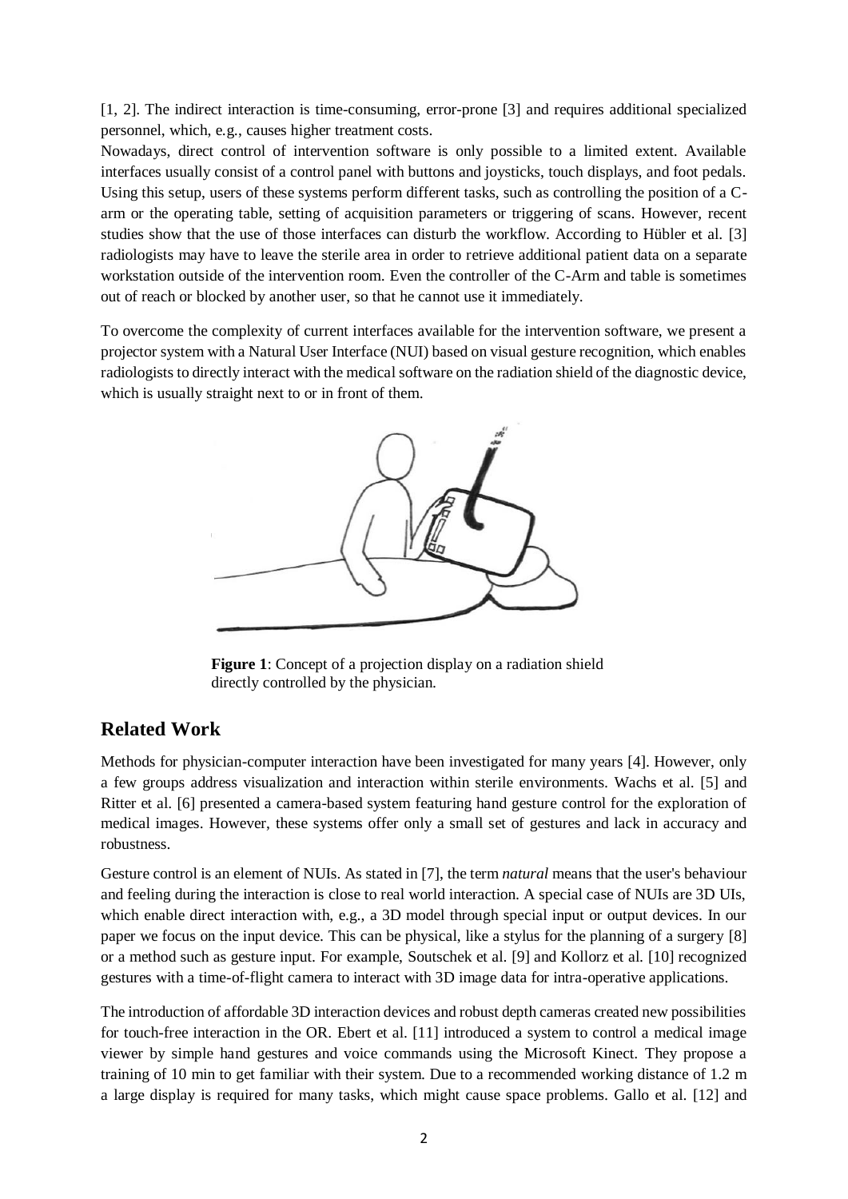[1, 2]. The indirect interaction is time-consuming, error-prone [3] and requires additional specialized personnel, which, e.g., causes higher treatment costs.

Nowadays, direct control of intervention software is only possible to a limited extent. Available interfaces usually consist of a control panel with buttons and joysticks, touch displays, and foot pedals. Using this setup, users of these systems perform different tasks, such as controlling the position of a C-arm or the operating table, setting of acquisition parameters or triggering of scans. However, recent studies show that the use of those interfaces can disturb the workflow. According to Hübler et al. [3] radiologists may have to leave the sterile area in order to retrieve additional patient data on a separate workstation outside of the intervention room. Even the controller of the C-Arm and table is sometimes out of reach or blocked by another user, so that he cannot use it immediately.

To overcome the complexity of current interfaces available for the intervention software, we present a projector system with a Natural User Interface (NUI) based on visual gesture recognition, which enables radiologists to directly interact with the medical software on the radiation shield of the diagnostic device, which is usually straight next to or in front of them.

**Figure 1**: Concept of a projection display on a radiation shield directly controlled by the physician.

## Related Work

Methods for physician-computer interaction have been investigated for many years [4]. However, only a few groups address visualization and interaction within sterile environments. Wachs et al. [5] and Ritter et al. [6] presented a camera-based system featuring hand gesture control for the exploration of medical images. However, these systems offer only a small set of gestures and lack in accuracy and robustness.

Gesture control is an element of NUIs. As stated in [7], the term *natural* means that the user's behaviour and feeling during the interaction is close to real world interaction. A special case of NUIs are 3D UIs, which enable direct interaction with, e.g., a 3D model through special input or output devices. In our paper we focus on the input device. This can be physical, like a stylus for the planning of a surgery [8] or a method such as gesture input. For example, Soutschek et al. [9] and Kollorz et al. [10] recognized gestures with a time-of-flight camera to interact with 3D image data for intra-operative applications.

The introduction of affordable 3D interaction devices and robust depth cameras created new possibilities for touch-free interaction in the OR. Ebert et al. [11] introduced a system to control a medical image viewer by simple hand gestures and voice commands using the Microsoft Kinect. They propose a training of 10 min to get familiar with their system. Due to a recommended working distance of 1.2 m a large display is required for many tasks, which might cause space problems. Gallo et al. [12] and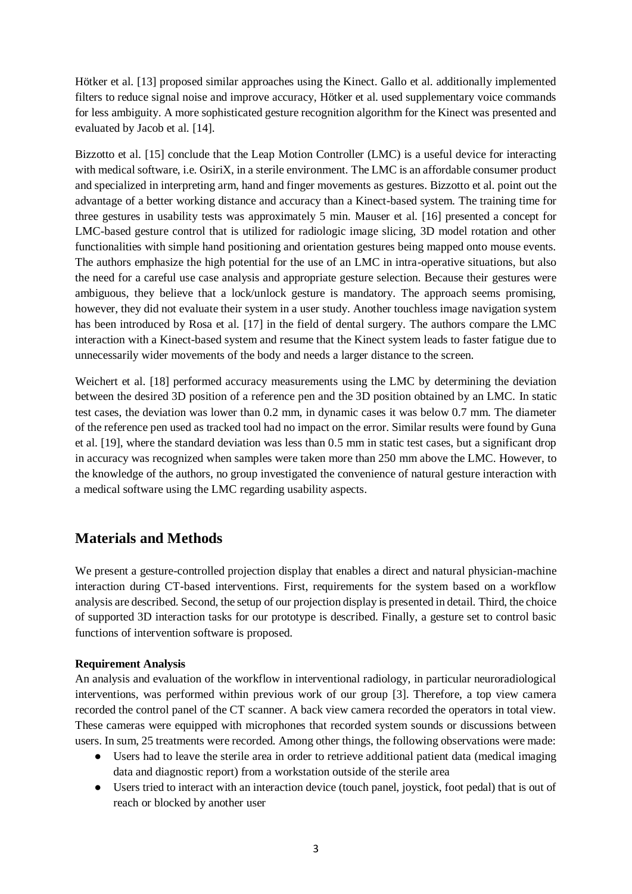Hötker et al. [13] proposed similar approaches using the Kinect. Gallo et al. additionally implemented filters to reduce signal noise and improve accuracy, Hötker et al. used supplementary voice commands for less ambiguity. A more sophisticated gesture recognition algorithm for the Kinect was presented and evaluated by Jacob et al. [14].

Bizzotto et al. [15] conclude that the Leap Motion Controller (LMC) is a useful device for interacting with medical software, i.e. OsiriX, in a sterile environment. The LMC is an affordable consumer product and specialized in interpreting arm, hand and finger movements as gestures. Bizzotto et al. point out the advantage of a better working distance and accuracy than a Kinect-based system. The training time for three gestures in usability tests was approximately 5 min. Mauser et al. [16] presented a concept for LMC-based gesture control that is utilized for radiologic image slicing, 3D model rotation and other functionalities with simple hand positioning and orientation gestures being mapped onto mouse events. The authors emphasize the high potential for the use of an LMC in intra-operative situations, but also the need for a careful use case analysis and appropriate gesture selection. Because their gestures were ambiguous, they believe that a lock/unlock gesture is mandatory. The approach seems promising, however, they did not evaluate their system in a user study. Another touchless image navigation system has been introduced by Rosa et al. [17] in the field of dental surgery. The authors compare the LMC interaction with a Kinect-based system and resume that the Kinect system leads to faster fatigue due to unnecessarily wider movements of the body and needs a larger distance to the screen.

Weichert et al. [18] performed accuracy measurements using the LMC by determining the deviation between the desired 3D position of a reference pen and the 3D position obtained by an LMC. In static test cases, the deviation was lower than 0.2 mm, in dynamic cases it was below 0.7 mm. The diameter of the reference pen used as tracked tool had no impact on the error. Similar results were found by Guna et al. [19], where the standard deviation was less than 0.5 mm in static test cases, but a significant drop in accuracy was recognized when samples were taken more than 250 mm above the LMC. However, to the knowledge of the authors, no group investigated the convenience of natural gesture interaction with a medical software using the LMC regarding usability aspects.

## Materials and Methods

We present a gesture-controlled projection display that enables a direct and natural physician-machine interaction during CT-based interventions. First, requirements for the system based on a workflow analysis are described. Second, the setup of our projection display is presented in detail. Third, the choice of supported 3D interaction tasks for our prototype is described. Finally, a gesture set to control basic functions of intervention software is proposed.

**Requirement Analysis**

An analysis and evaluation of the workflow in interventional radiology, in particular neuroradiological interventions, was performed within previous work of our group [3]. Therefore, a top view camera recorded the control panel of the CT scanner. A back view camera recorded the operators in total view. These cameras were equipped with microphones that recorded system sounds or discussions between users. In sum, 25 treatments were recorded. Among other things, the following observations were made:

- Users had to leave the sterile area in order to retrieve additional patient data (medical imaging data and diagnostic report) from a workstation outside of the sterile area
- Users tried to interact with an interaction device (touch panel, joystick, foot pedal) that is out of reach or blocked by another user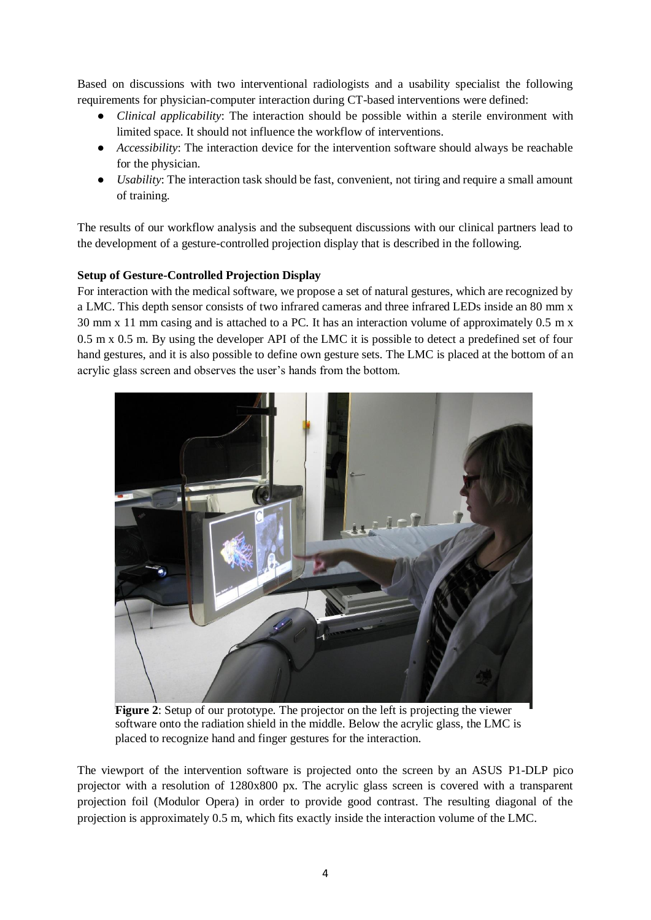Based on discussions with two interventional radiologists and a usability specialist the following requirements for physician-computer interaction during CT-based interventions were defined:

- *Clinical applicability*: The interaction should be possible within a sterile environment with limited space. It should not influence the workflow of interventions.
- *Accessibility*: The interaction device for the intervention software should always be reachable for the physician.
- *Usability*: The interaction task should be fast, convenient, not tiring and require a small amount of training.

The results of our workflow analysis and the subsequent discussions with our clinical partners lead to the development of a gesture-controlled projection display that is described in the following.

**Setup of Gesture-Controlled Projection Display**

For interaction with the medical software, we propose a set of natural gestures, which are recognized by a LMC. This depth sensor consists of two infrared cameras and three infrared LEDs inside an 80 mm x 30 mm x 11 mm casing and is attached to a PC. It has an interaction volume of approximately 0.5 m x 0.5 m x 0.5 m. By using the developer API of the LMC it is possible to detect a predefined set of four hand gestures, and it is also possible to define own gesture sets. The LMC is placed at the bottom of an acrylic glass screen and observes the user's hands from the bottom.

**Figure 2**: Setup of our prototype. The projector on the left is projecting the viewer software onto the radiation shield in the middle. Below the acrylic glass, the LMC is placed to recognize hand and finger gestures for the interaction.

The viewport of the intervention software is projected onto the screen by an ASUS P1-DLP pico projector with a resolution of 1280x800 px. The acrylic glass screen is covered with a transparent projection foil (Modulor Opera) in order to provide good contrast. The resulting diagonal of the projection is approximately 0.5 m, which fits exactly inside the interaction volume of the LMC.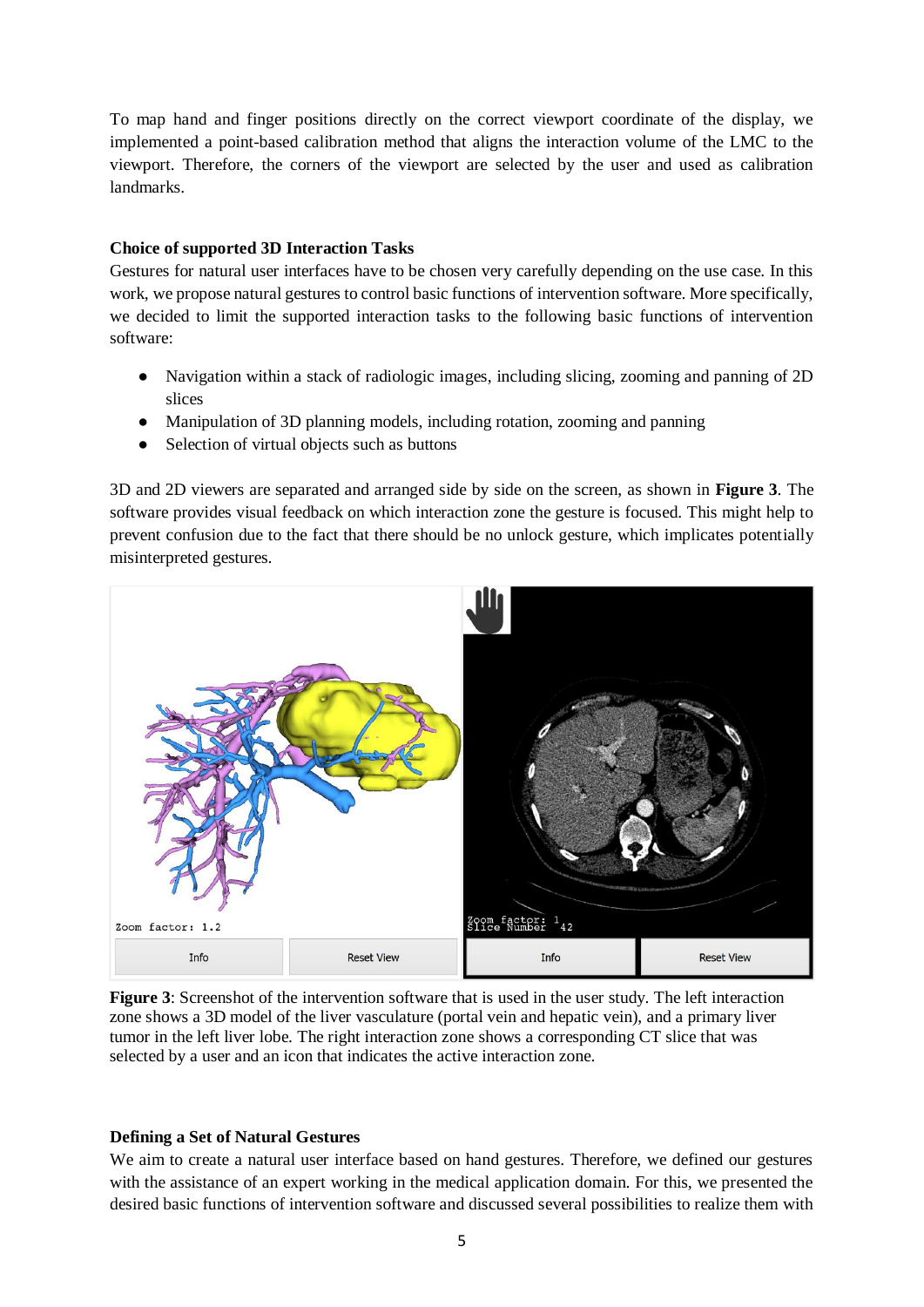To map hand and finger positions directly on the correct viewport coordinate of the display, we implemented a point-based calibration method that aligns the interaction volume of the LMC to the viewport. Therefore, the corners of the viewport are selected by the user and used as calibration landmarks.

### Choice of supported 3D Interaction Tasks

Gestures for natural user interfaces have to be chosen very carefully depending on the use case. In this work, we propose natural gestures to control basic functions of intervention software. More specifically, we decided to limit the supported interaction tasks to the following basic functions of intervention software:

- Navigation within a stack of radiologic images, including slicing, zooming and panning of 2D slices
- Manipulation of 3D planning models, including rotation, zooming and panning
- Selection of virtual objects such as buttons

3D and 2D viewers are separated and arranged side by side on the screen, as shown in **Figure 3**. The software provides visual feedback on which interaction zone the gesture is focused. This might help to prevent confusion due to the fact that there should be no unlock gesture, which implicates potentially misinterpreted gestures.

**Figure 3**: Screenshot of the intervention software that is used in the user study. The left interaction zone shows a 3D model of the liver vasculature (portal vein and hepatic vein), and a primary liver tumor in the left liver lobe. The right interaction zone shows a corresponding CT slice that was selected by a user and an icon that indicates the active interaction zone.

### Defining a Set of Natural Gestures

We aim to create a natural user interface based on hand gestures. Therefore, we defined our gestures with the assistance of an expert working in the medical application domain. For this, we presented the desired basic functions of intervention software and discussed several possibilities to realize them with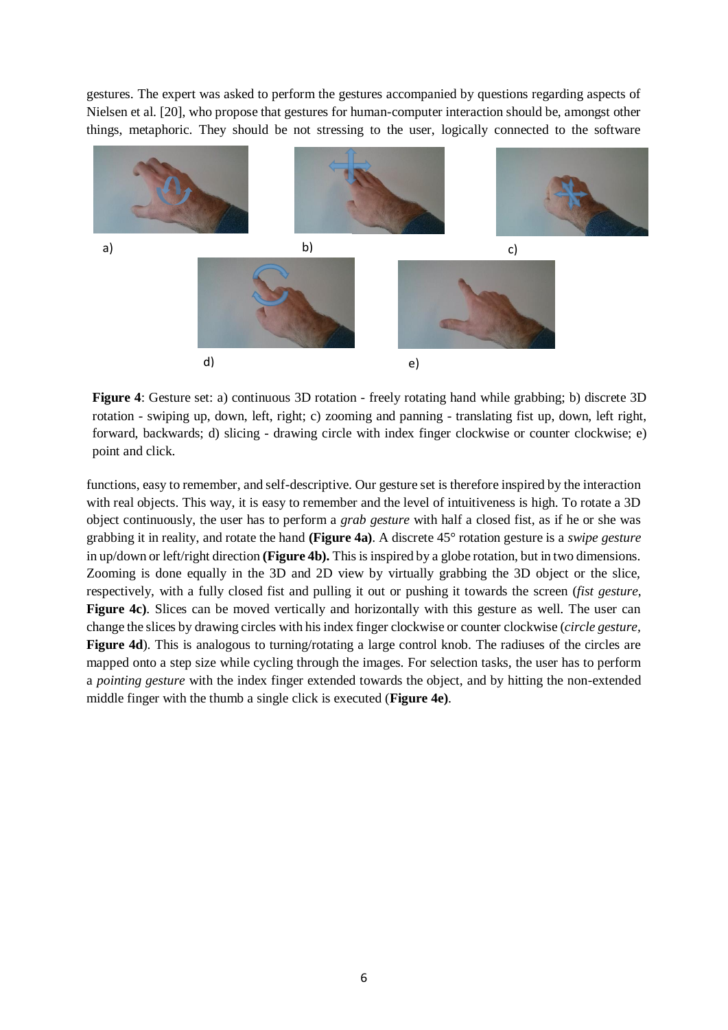gestures. The expert was asked to perform the gestures accompanied by questions regarding aspects of Nielsen et al. [20], who propose that gestures for human-computer interaction should be, amongst other things, metaphoric. They should be not stressing to the user, logically connected to the software

a) b) c)

d) e)

**Figure 4**: Gesture set: a) continuous 3D rotation - freely rotating hand while grabbing; b) discrete 3D rotation - swiping up, down, left, right; c) zooming and panning - translating fist up, down, left right, forward, backwards; d) slicing - drawing circle with index finger clockwise or counter clockwise; e) point and click.

functions, easy to remember, and self-descriptive. Our gesture set is therefore inspired by the interaction with real objects. This way, it is easy to remember and the level of intuitiveness is high. To rotate a 3D object continuously, the user has to perform a *grab gesture* with half a closed fist, as if he or she was grabbing it in reality, and rotate the hand **(Figure 4a)**. A discrete 45° rotation gesture is a *swipe gesture* in up/down or left/right direction **(Figure 4b).** This is inspired by a globe rotation, but in two dimensions. Zooming is done equally in the 3D and 2D view by virtually grabbing the 3D object or the slice, respectively, with a fully closed fist and pulling it out or pushing it towards the screen (*fist gesture*, **Figure 4c)**. Slices can be moved vertically and horizontally with this gesture as well. The user can change the slices by drawing circles with his index finger clockwise or counter clockwise (*circle gesture*, **Figure 4d**). This is analogous to turning/rotating a large control knob. The radiuses of the circles are mapped onto a step size while cycling through the images. For selection tasks, the user has to perform a *pointing gesture* with the index finger extended towards the object, and by hitting the non-extended middle finger with the thumb a single click is executed (**Figure 4e)**.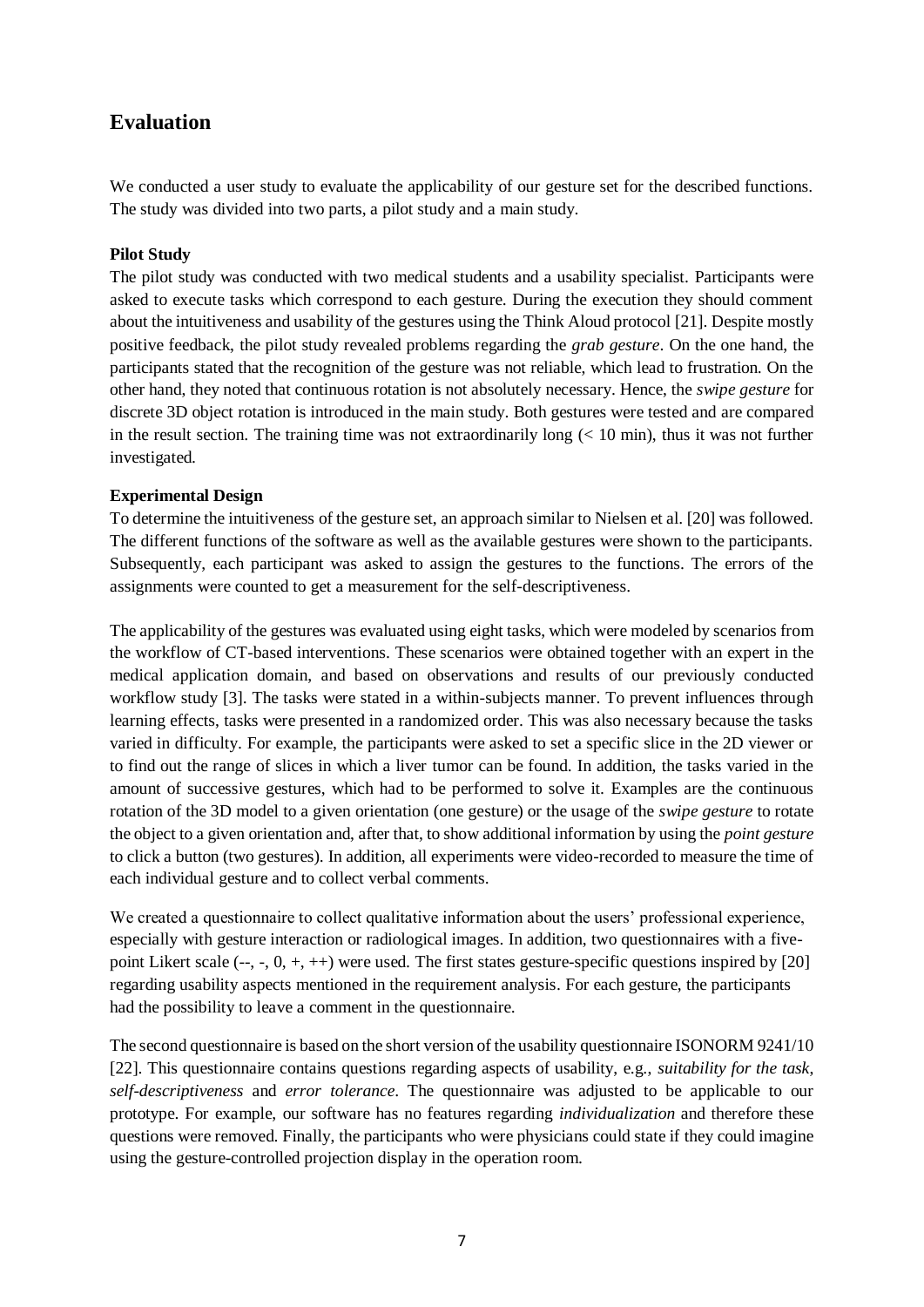## Evaluation

We conducted a user study to evaluate the applicability of our gesture set for the described functions. The study was divided into two parts, a pilot study and a main study.

**Pilot Study**

The pilot study was conducted with two medical students and a usability specialist. Participants were asked to execute tasks which correspond to each gesture. During the execution they should comment about the intuitiveness and usability of the gestures using the Think Aloud protocol [21]. Despite mostly positive feedback, the pilot study revealed problems regarding the *grab gesture*. On the one hand, the participants stated that the recognition of the gesture was not reliable, which lead to frustration. On the other hand, they noted that continuous rotation is not absolutely necessary. Hence, the *swipe gesture* for discrete 3D object rotation is introduced in the main study. Both gestures were tested and are compared in the result section. The training time was not extraordinarily long (< 10 min), thus it was not further investigated.

**Experimental Design**

To determine the intuitiveness of the gesture set, an approach similar to Nielsen et al. [20] was followed. The different functions of the software as well as the available gestures were shown to the participants. Subsequently, each participant was asked to assign the gestures to the functions. The errors of the assignments were counted to get a measurement for the self-descriptiveness.

The applicability of the gestures was evaluated using eight tasks, which were modeled by scenarios from the workflow of CT-based interventions. These scenarios were obtained together with an expert in the medical application domain, and based on observations and results of our previously conducted workflow study [3]. The tasks were stated in a within-subjects manner. To prevent influences through learning effects, tasks were presented in a randomized order. This was also necessary because the tasks varied in difficulty. For example, the participants were asked to set a specific slice in the 2D viewer or to find out the range of slices in which a liver tumor can be found. In addition, the tasks varied in the amount of successive gestures, which had to be performed to solve it. Examples are the continuous rotation of the 3D model to a given orientation (one gesture) or the usage of the *swipe gesture* to rotate the object to a given orientation and, after that, to show additional information by using the *point gesture* to click a button (two gestures). In addition, all experiments were video-recorded to measure the time of each individual gesture and to collect verbal comments.

We created a questionnaire to collect qualitative information about the users' professional experience, especially with gesture interaction or radiological images. In addition, two questionnaires with a five-point Likert scale (--, -, 0, +, ++) were used. The first states gesture-specific questions inspired by [20] regarding usability aspects mentioned in the requirement analysis. For each gesture, the participants had the possibility to leave a comment in the questionnaire.

The second questionnaire is based on the short version of the usability questionnaire ISONORM 9241/10 [22]. This questionnaire contains questions regarding aspects of usability, e.g., *suitability for the task*, *self-descriptiveness* and *error tolerance*. The questionnaire was adjusted to be applicable to our prototype. For example, our software has no features regarding *individualization* and therefore these questions were removed. Finally, the participants who were physicians could state if they could imagine using the gesture-controlled projection display in the operation room.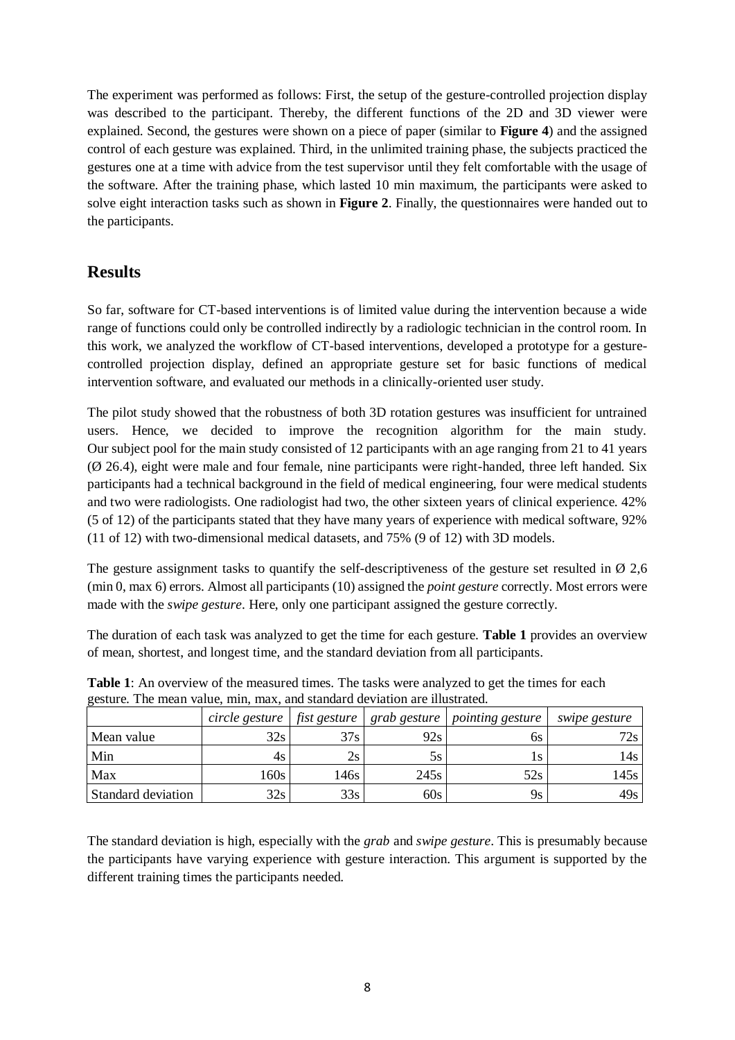The experiment was performed as follows: First, the setup of the gesture-controlled projection display was described to the participant. Thereby, the different functions of the 2D and 3D viewer were explained. Second, the gestures were shown on a piece of paper (similar to **Figure 4**) and the assigned control of each gesture was explained. Third, in the unlimited training phase, the subjects practiced the gestures one at a time with advice from the test supervisor until they felt comfortable with the usage of the software. After the training phase, which lasted 10 min maximum, the participants were asked to solve eight interaction tasks such as shown in **Figure 2**. Finally, the questionnaires were handed out to the participants.

## Results

So far, software for CT-based interventions is of limited value during the intervention because a wide range of functions could only be controlled indirectly by a radiologic technician in the control room. In this work, we analyzed the workflow of CT-based interventions, developed a prototype for a gesture-controlled projection display, defined an appropriate gesture set for basic functions of medical intervention software, and evaluated our methods in a clinically-oriented user study.

The pilot study showed that the robustness of both 3D rotation gestures was insufficient for untrained users. Hence, we decided to improve the recognition algorithm for the main study. Our subject pool for the main study consisted of 12 participants with an age ranging from 21 to 41 years (Ø 26.4), eight were male and four female, nine participants were right-handed, three left handed. Six participants had a technical background in the field of medical engineering, four were medical students and two were radiologists. One radiologist had two, the other sixteen years of clinical experience. 42% (5 of 12) of the participants stated that they have many years of experience with medical software, 92% (11 of 12) with two-dimensional medical datasets, and 75% (9 of 12) with 3D models.

The gesture assignment tasks to quantify the self-descriptiveness of the gesture set resulted in Ø 2,6 (min 0, max 6) errors. Almost all participants (10) assigned the *point gesture* correctly. Most errors were made with the *swipe gesture*. Here, only one participant assigned the gesture correctly.

The duration of each task was analyzed to get the time for each gesture. **Table 1** provides an overview of mean, shortest, and longest time, and the standard deviation from all participants.

**Table 1**: An overview of the measured times. The tasks were analyzed to get the times for each gesture. The mean value, min, max, and standard deviation are illustrated.

| | *circle gesture* | *fist gesture* | *grab gesture* | *pointing gesture* | *swipe gesture* |
|---|---|---|---|---|---|
| Mean value | 32s | 37s | 92s | 6s | 72s |
| Min | 4s | 2s | 5s | 1s | 14s |
| Max | 160s | 146s | 245s | 52s | 145s |
| Standard deviation | 32s | 33s | 60s | 9s | 49s |

The standard deviation is high, especially with the *grab* and *swipe gesture*. This is presumably because the participants have varying experience with gesture interaction. This argument is supported by the different training times the participants needed.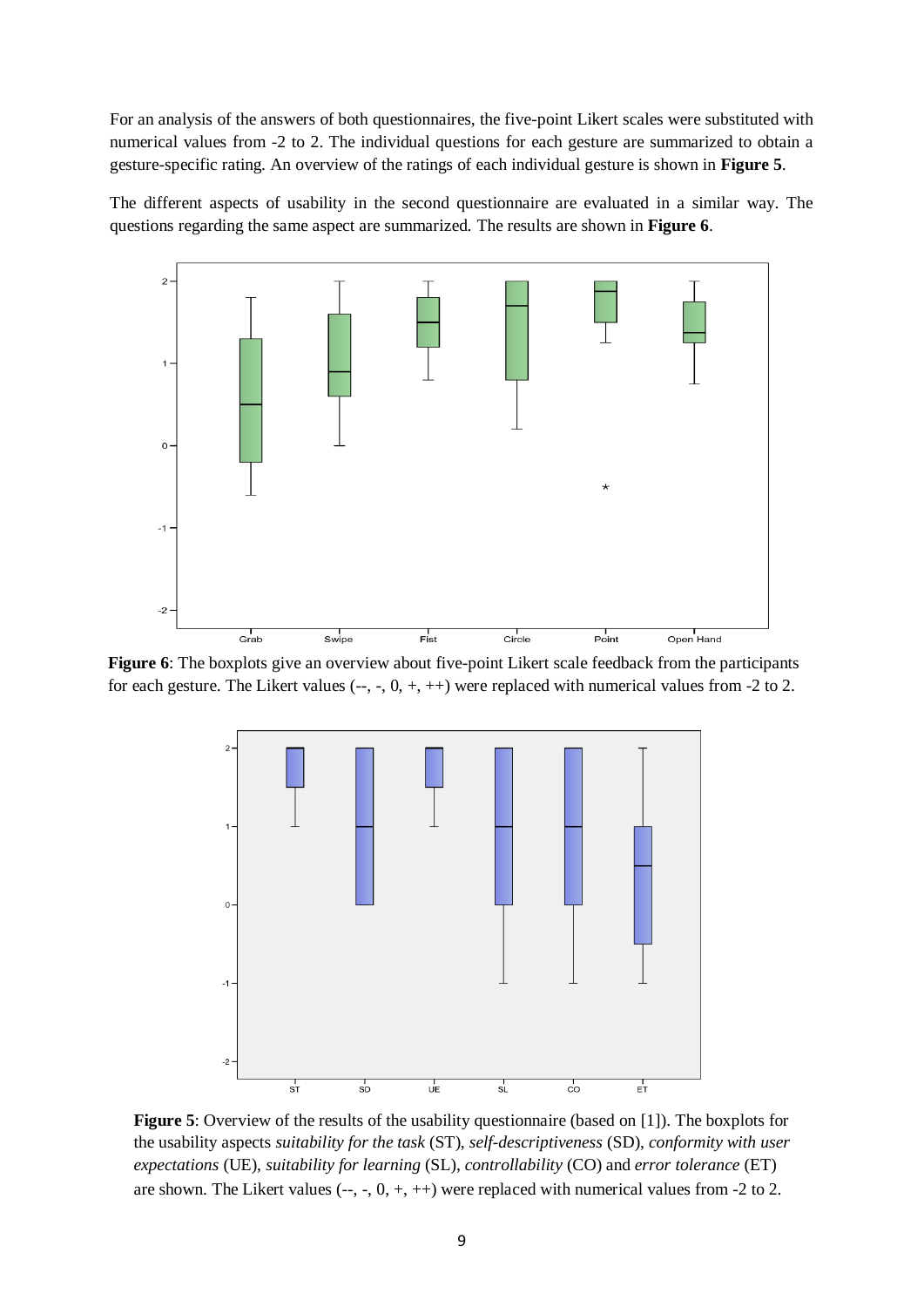For an analysis of the answers of both questionnaires, the five-point Likert scales were substituted with numerical values from -2 to 2. The individual questions for each gesture are summarized to obtain a gesture-specific rating. An overview of the ratings of each individual gesture is shown in **Figure 5**.

The different aspects of usability in the second questionnaire are evaluated in a similar way. The questions regarding the same aspect are summarized. The results are shown in **Figure 6**.

**Figure 6**: The boxplots give an overview about five-point Likert scale feedback from the participants for each gesture. The Likert values (--, -, 0, +, ++) were replaced with numerical values from -2 to 2.

**Figure 5**: Overview of the results of the usability questionnaire (based on [1]). The boxplots for the usability aspects *suitability for the task* (ST), *self-descriptiveness* (SD), *conformity with user expectations* (UE), *suitability for learning* (SL), *controllability* (CO) and *error tolerance* (ET) are shown. The Likert values (--, -, 0, +, ++) were replaced with numerical values from -2 to 2.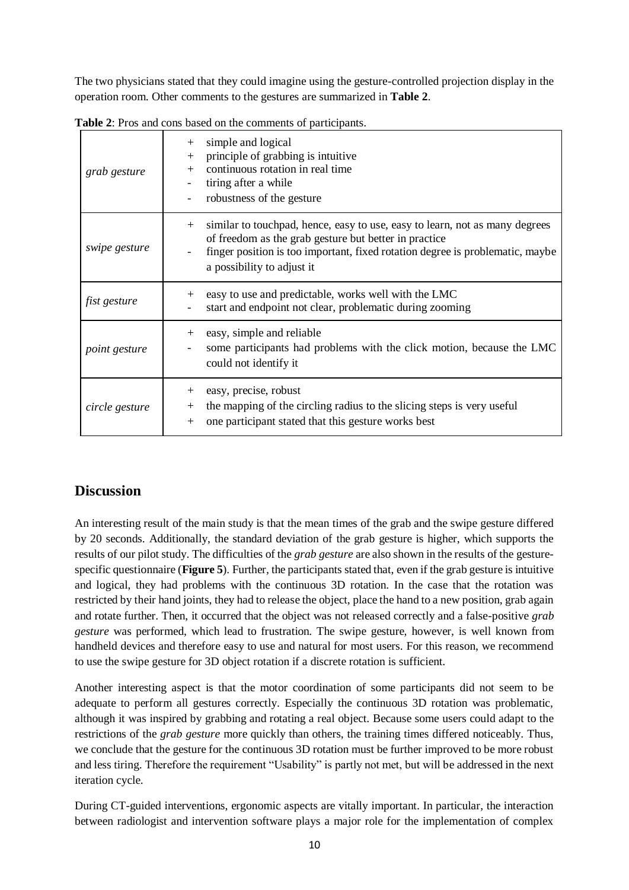The two physicians stated that they could imagine using the gesture-controlled projection display in the operation room. Other comments to the gestures are summarized in **Table 2**.

**Table 2**: Pros and cons based on the comments of participants.

| | |
|---|---|
| *grab gesture* | + simple and logical<br>+ principle of grabbing is intuitive<br>+ continuous rotation in real time<br>- tiring after a while<br>- robustness of the gesture |
| *swipe gesture* | + similar to touchpad, hence, easy to use, easy to learn, not as many degrees of freedom as the grab gesture but better in practice<br>- finger position is too important, fixed rotation degree is problematic, maybe a possibility to adjust it |
| *fist gesture* | + easy to use and predictable, works well with the LMC<br>- start and endpoint not clear, problematic during zooming |
| *point gesture* | + easy, simple and reliable<br>- some participants had problems with the click motion, because the LMC could not identify it |
| *circle gesture* | + easy, precise, robust<br>+ the mapping of the circling radius to the slicing steps is very useful<br>+ one participant stated that this gesture works best |

## Discussion

An interesting result of the main study is that the mean times of the grab and the swipe gesture differed by 20 seconds. Additionally, the standard deviation of the grab gesture is higher, which supports the results of our pilot study. The difficulties of the *grab gesture* are also shown in the results of the gesture-specific questionnaire (**Figure 5**). Further, the participants stated that, even if the grab gesture is intuitive and logical, they had problems with the continuous 3D rotation. In the case that the rotation was restricted by their hand joints, they had to release the object, place the hand to a new position, grab again and rotate further. Then, it occurred that the object was not released correctly and a false-positive *grab gesture* was performed, which lead to frustration. The swipe gesture, however, is well known from handheld devices and therefore easy to use and natural for most users. For this reason, we recommend to use the swipe gesture for 3D object rotation if a discrete rotation is sufficient.

Another interesting aspect is that the motor coordination of some participants did not seem to be adequate to perform all gestures correctly. Especially the continuous 3D rotation was problematic, although it was inspired by grabbing and rotating a real object. Because some users could adapt to the restrictions of the *grab gesture* more quickly than others, the training times differed noticeably. Thus, we conclude that the gesture for the continuous 3D rotation must be further improved to be more robust and less tiring. Therefore the requirement "Usability" is partly not met, but will be addressed in the next iteration cycle.

During CT-guided interventions, ergonomic aspects are vitally important. In particular, the interaction between radiologist and intervention software plays a major role for the implementation of complex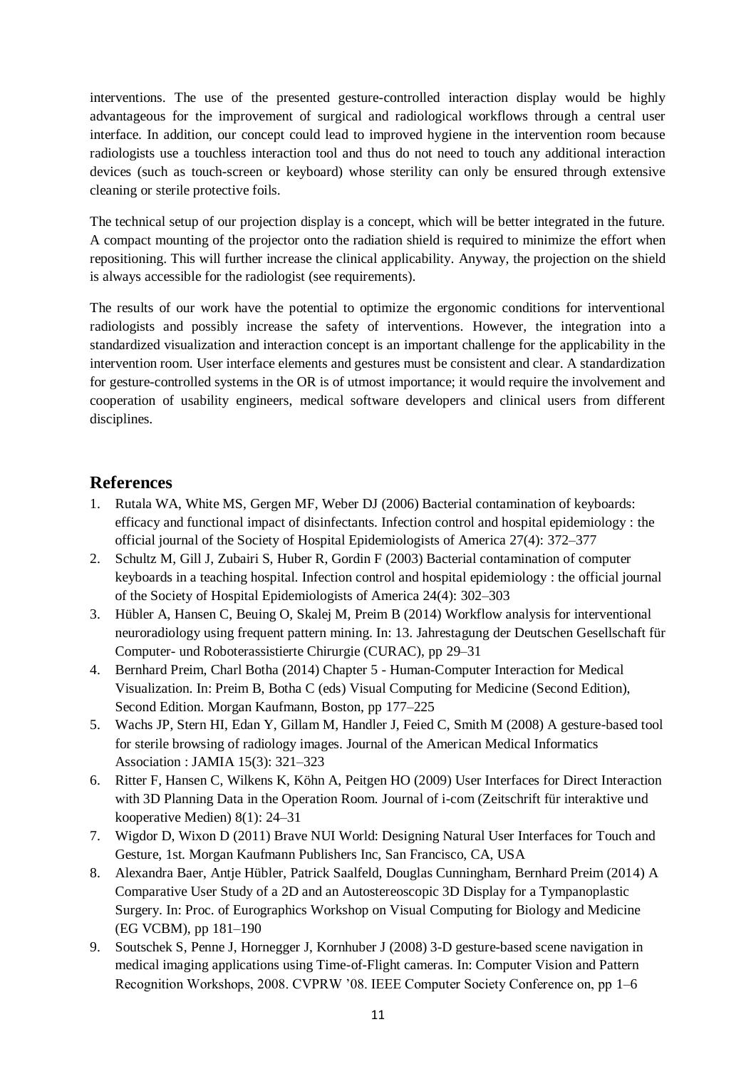interventions. The use of the presented gesture-controlled interaction display would be highly advantageous for the improvement of surgical and radiological workflows through a central user interface. In addition, our concept could lead to improved hygiene in the intervention room because radiologists use a touchless interaction tool and thus do not need to touch any additional interaction devices (such as touch-screen or keyboard) whose sterility can only be ensured through extensive cleaning or sterile protective foils.

The technical setup of our projection display is a concept, which will be better integrated in the future. A compact mounting of the projector onto the radiation shield is required to minimize the effort when repositioning. This will further increase the clinical applicability. Anyway, the projection on the shield is always accessible for the radiologist (see requirements).

The results of our work have the potential to optimize the ergonomic conditions for interventional radiologists and possibly increase the safety of interventions. However, the integration into a standardized visualization and interaction concept is an important challenge for the applicability in the intervention room. User interface elements and gestures must be consistent and clear. A standardization for gesture-controlled systems in the OR is of utmost importance; it would require the involvement and cooperation of usability engineers, medical software developers and clinical users from different disciplines.

## References

1. Rutala WA, White MS, Gergen MF, Weber DJ (2006) Bacterial contamination of keyboards: efficacy and functional impact of disinfectants. Infection control and hospital epidemiology : the official journal of the Society of Hospital Epidemiologists of America 27(4): 372–377
2. Schultz M, Gill J, Zubairi S, Huber R, Gordin F (2003) Bacterial contamination of computer keyboards in a teaching hospital. Infection control and hospital epidemiology : the official journal of the Society of Hospital Epidemiologists of America 24(4): 302–303
3. Hübler A, Hansen C, Beuing O, Skalej M, Preim B (2014) Workflow analysis for interventional neuroradiology using frequent pattern mining. In: 13. Jahrestagung der Deutschen Gesellschaft für Computer- und Roboterassistierte Chirurgie (CURAC), pp 29–31
4. Bernhard Preim, Charl Botha (2014) Chapter 5 - Human-Computer Interaction for Medical Visualization. In: Preim B, Botha C (eds) Visual Computing for Medicine (Second Edition), Second Edition. Morgan Kaufmann, Boston, pp 177–225
5. Wachs JP, Stern HI, Edan Y, Gillam M, Handler J, Feied C, Smith M (2008) A gesture-based tool for sterile browsing of radiology images. Journal of the American Medical Informatics Association : JAMIA 15(3): 321–323
6. Ritter F, Hansen C, Wilkens K, Köhn A, Peitgen HO (2009) User Interfaces for Direct Interaction with 3D Planning Data in the Operation Room. Journal of i-com (Zeitschrift für interaktive und kooperative Medien) 8(1): 24–31
7. Wigdor D, Wixon D (2011) Brave NUI World: Designing Natural User Interfaces for Touch and Gesture, 1st. Morgan Kaufmann Publishers Inc, San Francisco, CA, USA
8. Alexandra Baer, Antje Hübler, Patrick Saalfeld, Douglas Cunningham, Bernhard Preim (2014) A Comparative User Study of a 2D and an Autostereoscopic 3D Display for a Tympanoplastic Surgery. In: Proc. of Eurographics Workshop on Visual Computing for Biology and Medicine (EG VCBM), pp 181–190
9. Soutschek S, Penne J, Hornegger J, Kornhuber J (2008) 3-D gesture-based scene navigation in medical imaging applications using Time-of-Flight cameras. In: Computer Vision and Pattern Recognition Workshops, 2008. CVPRW '08. IEEE Computer Society Conference on, pp 1–6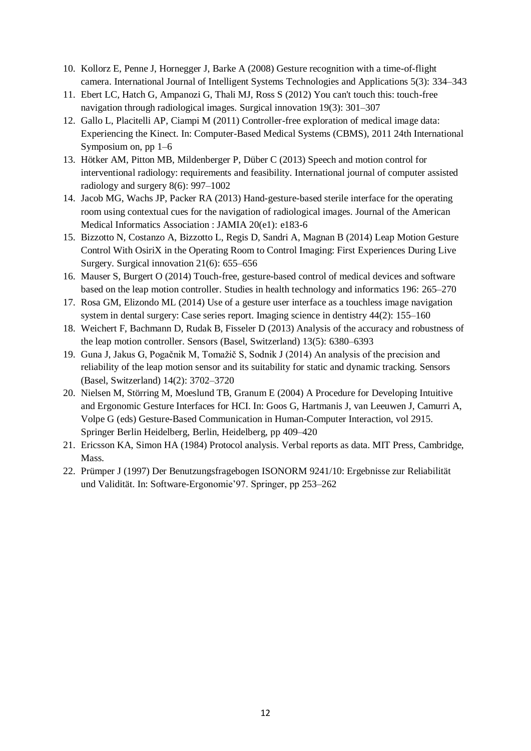10. Kollorz E, Penne J, Hornegger J, Barke A (2008) Gesture recognition with a time-of-flight camera. International Journal of Intelligent Systems Technologies and Applications 5(3): 334–343
11. Ebert LC, Hatch G, Ampanozi G, Thali MJ, Ross S (2012) You can't touch this: touch-free navigation through radiological images. Surgical innovation 19(3): 301–307
12. Gallo L, Placitelli AP, Ciampi M (2011) Controller-free exploration of medical image data: Experiencing the Kinect. In: Computer-Based Medical Systems (CBMS), 2011 24th International Symposium on, pp 1–6
13. Hötker AM, Pitton MB, Mildenberger P, Düber C (2013) Speech and motion control for interventional radiology: requirements and feasibility. International journal of computer assisted radiology and surgery 8(6): 997–1002
14. Jacob MG, Wachs JP, Packer RA (2013) Hand-gesture-based sterile interface for the operating room using contextual cues for the navigation of radiological images. Journal of the American Medical Informatics Association : JAMIA 20(e1): e183-6
15. Bizzotto N, Costanzo A, Bizzotto L, Regis D, Sandri A, Magnan B (2014) Leap Motion Gesture Control With OsiriX in the Operating Room to Control Imaging: First Experiences During Live Surgery. Surgical innovation 21(6): 655–656
16. Mauser S, Burgert O (2014) Touch-free, gesture-based control of medical devices and software based on the leap motion controller. Studies in health technology and informatics 196: 265–270
17. Rosa GM, Elizondo ML (2014) Use of a gesture user interface as a touchless image navigation system in dental surgery: Case series report. Imaging science in dentistry 44(2): 155–160
18. Weichert F, Bachmann D, Rudak B, Fisseler D (2013) Analysis of the accuracy and robustness of the leap motion controller. Sensors (Basel, Switzerland) 13(5): 6380–6393
19. Guna J, Jakus G, Pogačnik M, Tomažič S, Sodnik J (2014) An analysis of the precision and reliability of the leap motion sensor and its suitability for static and dynamic tracking. Sensors (Basel, Switzerland) 14(2): 3702–3720
20. Nielsen M, Störring M, Moeslund TB, Granum E (2004) A Procedure for Developing Intuitive and Ergonomic Gesture Interfaces for HCI. In: Goos G, Hartmanis J, van Leeuwen J, Camurri A, Volpe G (eds) Gesture-Based Communication in Human-Computer Interaction, vol 2915. Springer Berlin Heidelberg, Berlin, Heidelberg, pp 409–420
21. Ericsson KA, Simon HA (1984) Protocol analysis. Verbal reports as data. MIT Press, Cambridge, Mass.
22. Prümper J (1997) Der Benutzungsfragebogen ISONORM 9241/10: Ergebnisse zur Reliabilität und Validität. In: Software-Ergonomie'97. Springer, pp 253–262